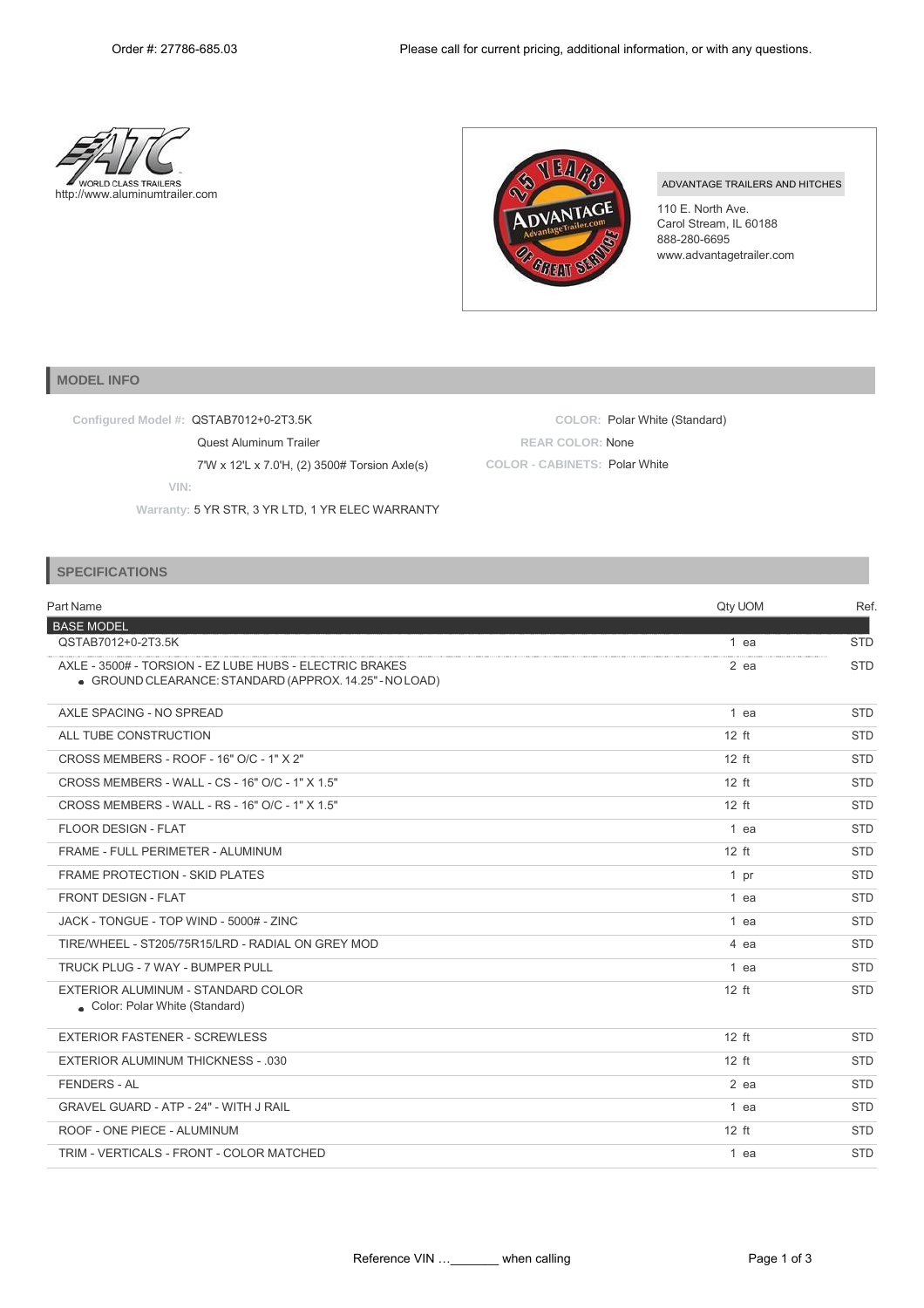Order #: 27786-685.03

Please call for current pricing, additional information, or with any questions.

WORLD CLASS TRAILERS
http://www.aluminumtrailer.com

ADVANTAGE TRAILERS AND HITCHES
110 E. North Ave.
Carol Stream, IL 60188
888-280-6695
www.advantagetrailer.com

## MODEL INFO

**Configured Model #:** QSTAB7012+0-2T3.5K
Quest Aluminum Trailer
7'W x 12'L x 7.0'H, (2) 3500# Torsion Axle(s)

**VIN:**

**Warranty:** 5 YR STR, 3 YR LTD, 1 YR ELEC WARRANTY

**COLOR:** Polar White (Standard)
**REAR COLOR:** None
**COLOR - CABINETS:** Polar White

## SPECIFICATIONS

| Part Name | Qty | UOM | Ref. |
|---|---|---|---|
| **BASE MODEL** | | | |
| QSTAB7012+0-2T3.5K | 1 | ea | STD |
| AXLE - 3500# - TORSION - EZ LUBE HUBS - ELECTRIC BRAKES<br>• GROUND CLEARANCE: STANDARD (APPROX. 14.25" - NO LOAD) | 2 | ea | STD |
| AXLE SPACING - NO SPREAD | 1 | ea | STD |
| ALL TUBE CONSTRUCTION | 12 | ft | STD |
| CROSS MEMBERS - ROOF - 16" O/C - 1" X 2" | 12 | ft | STD |
| CROSS MEMBERS - WALL - CS - 16" O/C - 1" X 1.5" | 12 | ft | STD |
| CROSS MEMBERS - WALL - RS - 16" O/C - 1" X 1.5" | 12 | ft | STD |
| FLOOR DESIGN - FLAT | 1 | ea | STD |
| FRAME - FULL PERIMETER - ALUMINUM | 12 | ft | STD |
| FRAME PROTECTION - SKID PLATES | 1 | pr | STD |
| FRONT DESIGN - FLAT | 1 | ea | STD |
| JACK - TONGUE - TOP WIND - 5000# - ZINC | 1 | ea | STD |
| TIRE/WHEEL - ST205/75R15/LRD - RADIAL ON GREY MOD | 4 | ea | STD |
| TRUCK PLUG - 7 WAY - BUMPER PULL | 1 | ea | STD |
| EXTERIOR ALUMINUM - STANDARD COLOR<br>• Color: Polar White (Standard) | 12 | ft | STD |
| EXTERIOR FASTENER - SCREWLESS | 12 | ft | STD |
| EXTERIOR ALUMINUM THICKNESS - .030 | 12 | ft | STD |
| FENDERS - AL | 2 | ea | STD |
| GRAVEL GUARD - ATP - 24" - WITH J RAIL | 1 | ea | STD |
| ROOF - ONE PIECE - ALUMINUM | 12 | ft | STD |
| TRIM - VERTICALS - FRONT - COLOR MATCHED | 1 | ea | STD |

Reference VIN …_______ when calling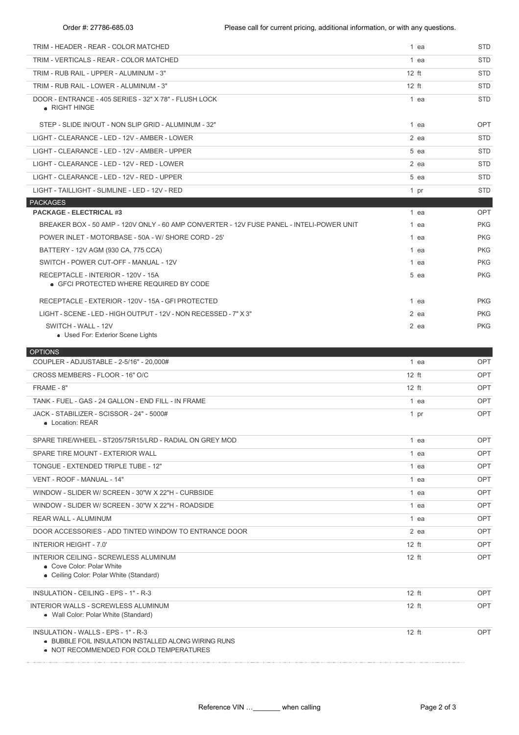Order #: 27786-685.03 Please call for current pricing, additional information, or with any questions.

| Item | Qty | Type |
|---|---|---|
| TRIM - HEADER - REAR - COLOR MATCHED | 1 ea | STD |
| TRIM - VERTICALS - REAR - COLOR MATCHED | 1 ea | STD |
| TRIM - RUB RAIL - UPPER - ALUMINUM - 3" | 12 ft | STD |
| TRIM - RUB RAIL - LOWER - ALUMINUM - 3" | 12 ft | STD |
| DOOR - ENTRANCE - 405 SERIES - 32" X 78" - FLUSH LOCK<br>• RIGHT HINGE | 1 ea | STD |
| STEP - SLIDE IN/OUT - NON SLIP GRID - ALUMINUM - 32" | 1 ea | OPT |
| LIGHT - CLEARANCE - LED - 12V - AMBER - LOWER | 2 ea | STD |
| LIGHT - CLEARANCE - LED - 12V - AMBER - UPPER | 5 ea | STD |
| LIGHT - CLEARANCE - LED - 12V - RED - LOWER | 2 ea | STD |
| LIGHT - CLEARANCE - LED - 12V - RED - UPPER | 5 ea | STD |
| LIGHT - TAILLIGHT - SLIMLINE - LED - 12V - RED | 1 pr | STD |

## PACKAGES

| Item | Qty | Type |
|---|---|---|
| **PACKAGE - ELECTRICAL #3** | 1 ea | OPT |
| BREAKER BOX - 50 AMP - 120V ONLY - 60 AMP CONVERTER - 12V FUSE PANEL - INTELI-POWER UNIT | 1 ea | PKG |
| POWER INLET - MOTORBASE - 50A - W/ SHORE CORD - 25' | 1 ea | PKG |
| BATTERY - 12V AGM (930 CA, 775 CCA) | 1 ea | PKG |
| SWITCH - POWER CUT-OFF - MANUAL - 12V | 1 ea | PKG |
| RECEPTACLE - INTERIOR - 120V - 15A<br>• GFCI PROTECTED WHERE REQUIRED BY CODE | 5 ea | PKG |
| RECEPTACLE - EXTERIOR - 120V - 15A - GFI PROTECTED | 1 ea | PKG |
| LIGHT - SCENE - LED - HIGH OUTPUT - 12V - NON RECESSED - 7" X 3" | 2 ea | PKG |
| SWITCH - WALL - 12V<br>• Used For: Exterior Scene Lights | 2 ea | PKG |

## OPTIONS

| Item | Qty | Type |
|---|---|---|
| COUPLER - ADJUSTABLE - 2-5/16" - 20,000# | 1 ea | OPT |
| CROSS MEMBERS - FLOOR - 16" O/C | 12 ft | OPT |
| FRAME - 8" | 12 ft | OPT |
| TANK - FUEL - GAS - 24 GALLON - END FILL - IN FRAME | 1 ea | OPT |
| JACK - STABILIZER - SCISSOR - 24" - 5000#<br>• Location: REAR | 1 pr | OPT |
| SPARE TIRE/WHEEL - ST205/75R15/LRD - RADIAL ON GREY MOD | 1 ea | OPT |
| SPARE TIRE MOUNT - EXTERIOR WALL | 1 ea | OPT |
| TONGUE - EXTENDED TRIPLE TUBE - 12" | 1 ea | OPT |
| VENT - ROOF - MANUAL - 14" | 1 ea | OPT |
| WINDOW - SLIDER W/ SCREEN - 30"W X 22"H - CURBSIDE | 1 ea | OPT |
| WINDOW - SLIDER W/ SCREEN - 30"W X 22"H - ROADSIDE | 1 ea | OPT |
| REAR WALL - ALUMINUM | 1 ea | OPT |
| DOOR ACCESSORIES - ADD TINTED WINDOW TO ENTRANCE DOOR | 2 ea | OPT |
| INTERIOR HEIGHT - 7.0' | 12 ft | OPT |
| INTERIOR CEILING - SCREWLESS ALUMINUM<br>• Cove Color: Polar White<br>• Ceiling Color: Polar White (Standard) | 12 ft | OPT |
| INSULATION - CEILING - EPS - 1" - R-3 | 12 ft | OPT |
| INTERIOR WALLS - SCREWLESS ALUMINUM<br>• Wall Color: Polar White (Standard) | 12 ft | OPT |
| INSULATION - WALLS - EPS - 1" - R-3<br>• BUBBLE FOIL INSULATION INSTALLED ALONG WIRING RUNS<br>• NOT RECOMMENDED FOR COLD TEMPERATURES | 12 ft | OPT |

Reference VIN …_______ when calling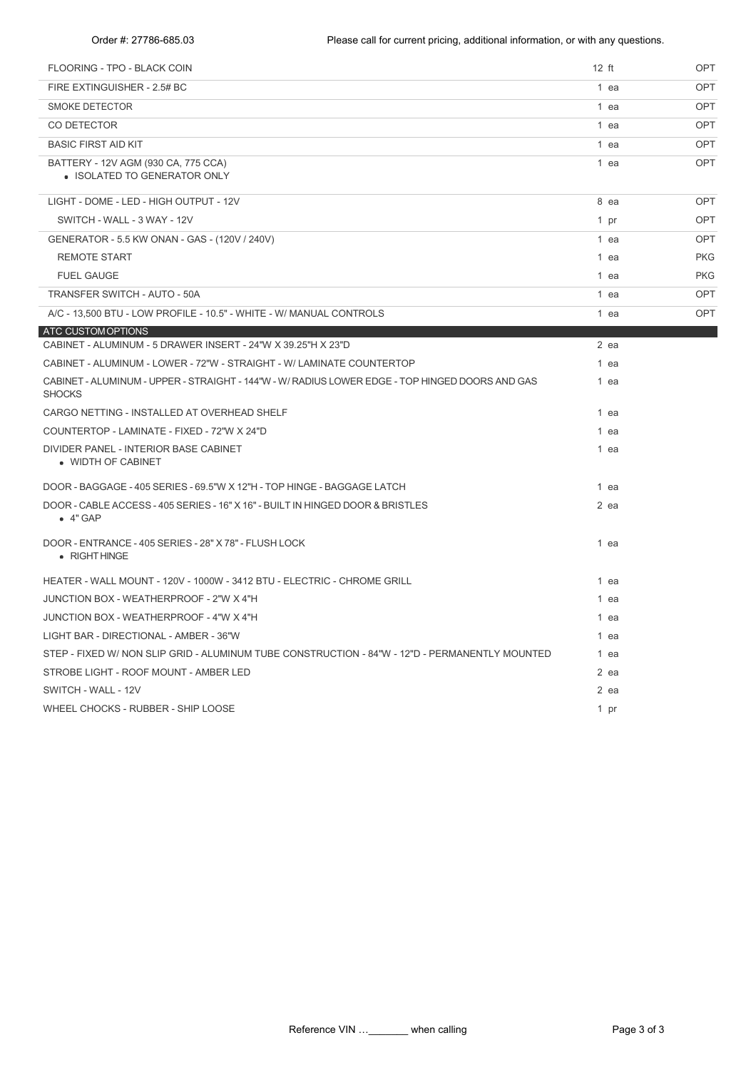| | | |
|---|---|---|
| FLOORING - TPO - BLACK COIN | 12 ft | OPT |
| FIRE EXTINGUISHER - 2.5# BC | 1 ea | OPT |
| SMOKE DETECTOR | 1 ea | OPT |
| CO DETECTOR | 1 ea | OPT |
| BASIC FIRST AID KIT | 1 ea | OPT |
| BATTERY - 12V AGM (930 CA, 775 CCA)<br>• ISOLATED TO GENERATOR ONLY | 1 ea | OPT |
| LIGHT - DOME - LED - HIGH OUTPUT - 12V | 8 ea | OPT |
| SWITCH - WALL - 3 WAY - 12V | 1 pr | OPT |
| GENERATOR - 5.5 KW ONAN - GAS - (120V / 240V) | 1 ea | OPT |
| REMOTE START | 1 ea | PKG |
| FUEL GAUGE | 1 ea | PKG |
| TRANSFER SWITCH - AUTO - 50A | 1 ea | OPT |
| A/C - 13,500 BTU - LOW PROFILE - 10.5" - WHITE - W/ MANUAL CONTROLS | 1 ea | OPT |
| **ATC CUSTOM OPTIONS** | | |
| CABINET - ALUMINUM - 5 DRAWER INSERT - 24"W X 39.25"H X 23"D | 2 ea | |
| CABINET - ALUMINUM - LOWER - 72"W - STRAIGHT - W/ LAMINATE COUNTERTOP | 1 ea | |
| CABINET - ALUMINUM - UPPER - STRAIGHT - 144"W - W/ RADIUS LOWER EDGE - TOP HINGED DOORS AND GAS SHOCKS | 1 ea | |
| CARGO NETTING - INSTALLED AT OVERHEAD SHELF | 1 ea | |
| COUNTERTOP - LAMINATE - FIXED - 72"W X 24"D | 1 ea | |
| DIVIDER PANEL - INTERIOR BASE CABINET<br>• WIDTH OF CABINET | 1 ea | |
| DOOR - BAGGAGE - 405 SERIES - 69.5"W X 12"H - TOP HINGE - BAGGAGE LATCH | 1 ea | |
| DOOR - CABLE ACCESS - 405 SERIES - 16" X 16" - BUILT IN HINGED DOOR & BRISTLES<br>• 4" GAP | 2 ea | |
| DOOR - ENTRANCE - 405 SERIES - 28" X 78" - FLUSH LOCK<br>• RIGHT HINGE | 1 ea | |
| HEATER - WALL MOUNT - 120V - 1000W - 3412 BTU - ELECTRIC - CHROME GRILL | 1 ea | |
| JUNCTION BOX - WEATHERPROOF - 2"W X 4"H | 1 ea | |
| JUNCTION BOX - WEATHERPROOF - 4"W X 4"H | 1 ea | |
| LIGHT BAR - DIRECTIONAL - AMBER - 36"W | 1 ea | |
| STEP - FIXED W/ NON SLIP GRID - ALUMINUM TUBE CONSTRUCTION - 84"W - 12"D - PERMANENTLY MOUNTED | 1 ea | |
| STROBE LIGHT - ROOF MOUNT - AMBER LED | 2 ea | |
| SWITCH - WALL - 12V | 2 ea | |
| WHEEL CHOCKS - RUBBER - SHIP LOOSE | 1 pr | |